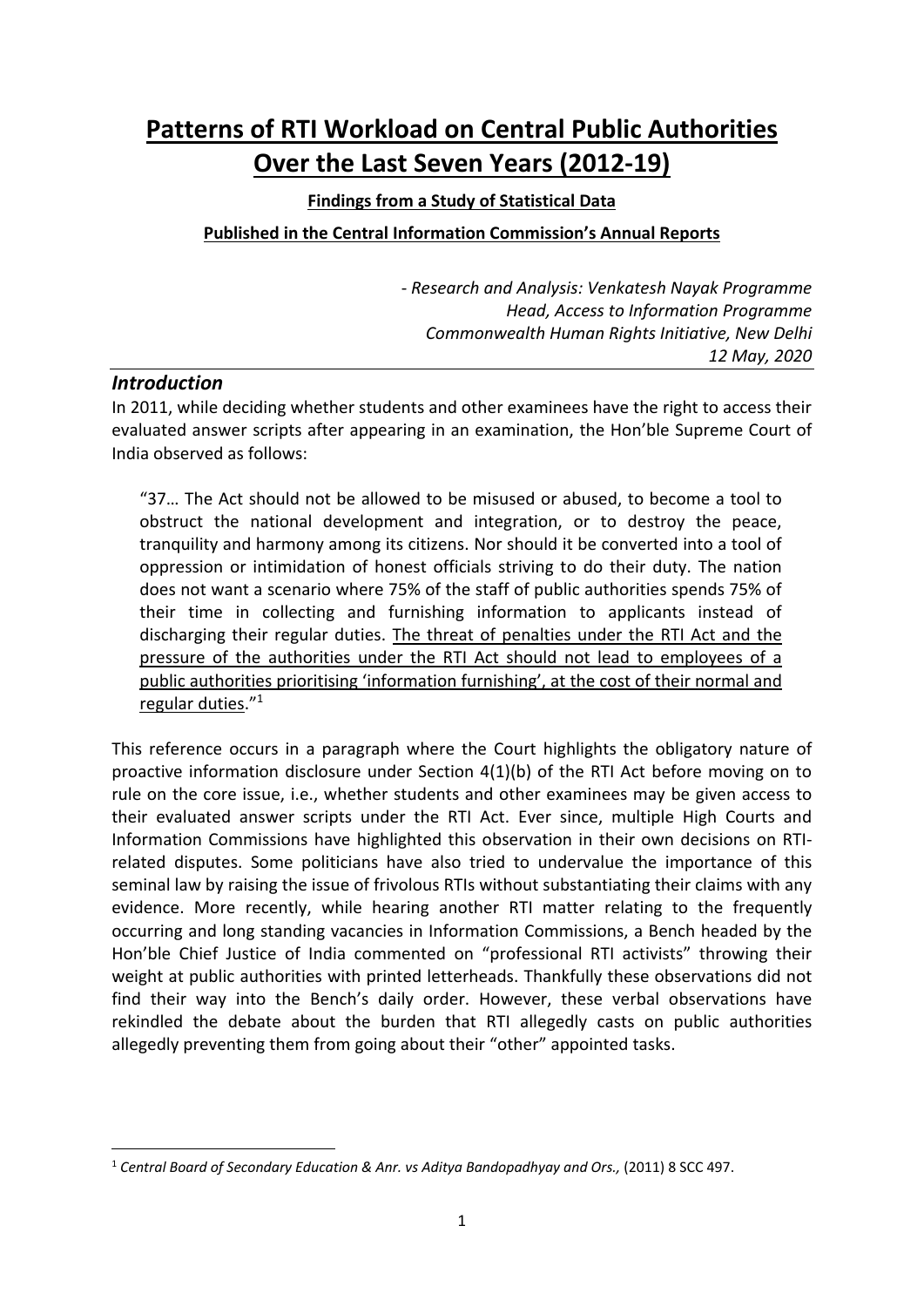# Patterns of RTI Workload on Central Public Authorities Over the Last Seven Years (2012-19)

**Findings from a Study of Statistical Data**

**Published in the Central Information Commission's Annual Reports**

*- Research and Analysis: Venkatesh Nayak Programme Head, Access to Information Programme Commonwealth Human Rights Initiative, New Delhi 12 May, 2020*

## *Introduction*

In 2011, while deciding whether students and other examinees have the right to access their evaluated answer scripts after appearing in an examination, the Hon'ble Supreme Court of India observed as follows:

> "37… The Act should not be allowed to be misused or abused, to become a tool to obstruct the national development and integration, or to destroy the peace, tranquility and harmony among its citizens. Nor should it be converted into a tool of oppression or intimidation of honest officials striving to do their duty. The nation does not want a scenario where 75% of the staff of public authorities spends 75% of their time in collecting and furnishing information to applicants instead of discharging their regular duties. <u>The threat of penalties under the RTI Act and the pressure of the authorities under the RTI Act should not lead to employees of a public authorities prioritising 'information furnishing', at the cost of their normal and regular duties</u>."[1]

This reference occurs in a paragraph where the Court highlights the obligatory nature of proactive information disclosure under Section 4(1)(b) of the RTI Act before moving on to rule on the core issue, i.e., whether students and other examinees may be given access to their evaluated answer scripts under the RTI Act. Ever since, multiple High Courts and Information Commissions have highlighted this observation in their own decisions on RTI-related disputes. Some politicians have also tried to undervalue the importance of this seminal law by raising the issue of frivolous RTIs without substantiating their claims with any evidence. More recently, while hearing another RTI matter relating to the frequently occurring and long standing vacancies in Information Commissions, a Bench headed by the Hon'ble Chief Justice of India commented on "professional RTI activists" throwing their weight at public authorities with printed letterheads. Thankfully these observations did not find their way into the Bench's daily order. However, these verbal observations have rekindled the debate about the burden that RTI allegedly casts on public authorities allegedly preventing them from going about their "other" appointed tasks.

---

[1] *Central Board of Secondary Education & Anr. vs Aditya Bandopadhyay and Ors.,* (2011) 8 SCC 497.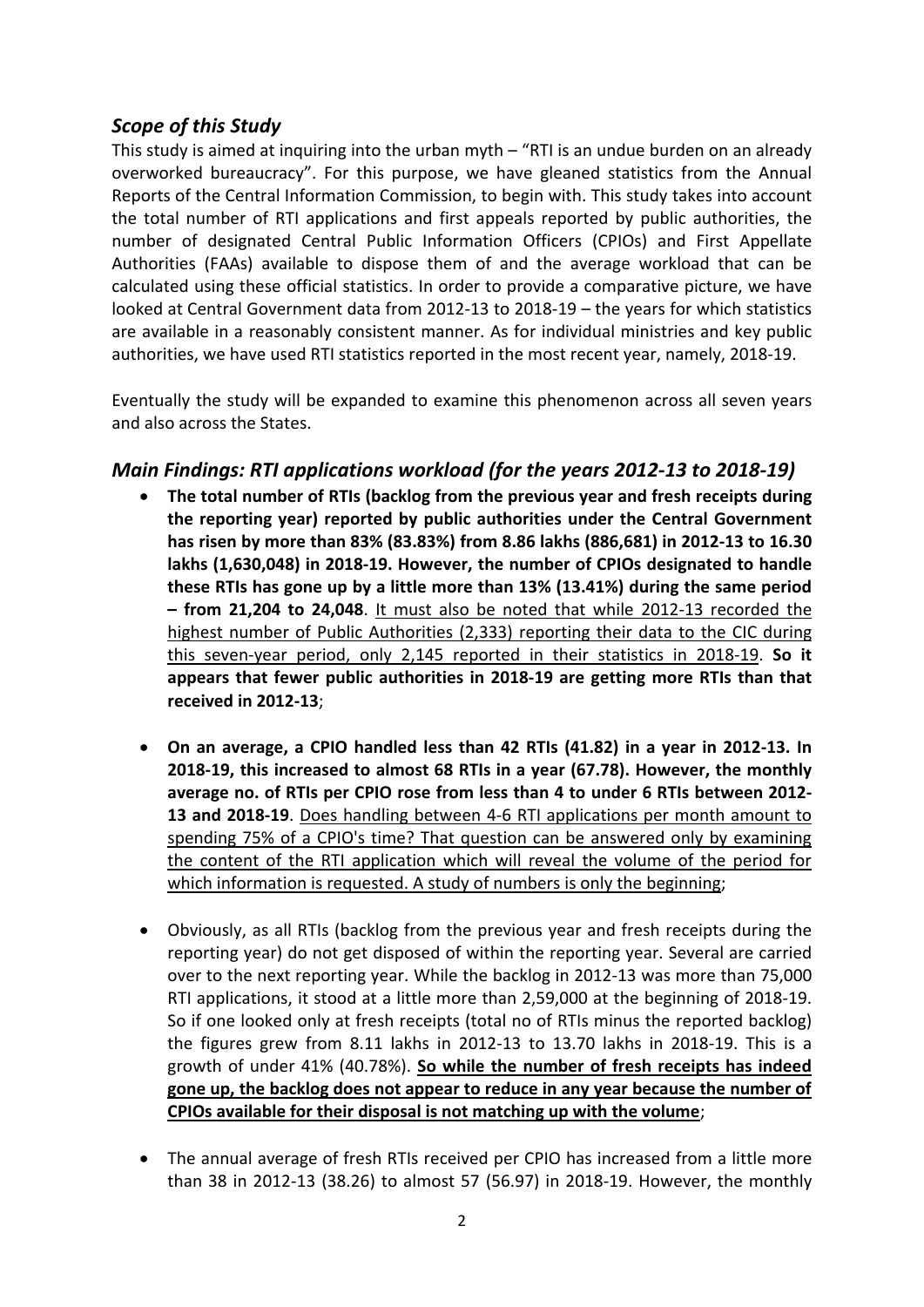## *Scope of this Study*

This study is aimed at inquiring into the urban myth – "RTI is an undue burden on an already overworked bureaucracy". For this purpose, we have gleaned statistics from the Annual Reports of the Central Information Commission, to begin with. This study takes into account the total number of RTI applications and first appeals reported by public authorities, the number of designated Central Public Information Officers (CPIOs) and First Appellate Authorities (FAAs) available to dispose them of and the average workload that can be calculated using these official statistics. In order to provide a comparative picture, we have looked at Central Government data from 2012-13 to 2018-19 – the years for which statistics are available in a reasonably consistent manner. As for individual ministries and key public authorities, we have used RTI statistics reported in the most recent year, namely, 2018-19.

Eventually the study will be expanded to examine this phenomenon across all seven years and also across the States.

## *Main Findings: RTI applications workload (for the years 2012-13 to 2018-19)*

- **The total number of RTIs (backlog from the previous year and fresh receipts during the reporting year) reported by public authorities under the Central Government has risen by more than 83% (83.83%) from 8.86 lakhs (886,681) in 2012-13 to 16.30 lakhs (1,630,048) in 2018-19. However, the number of CPIOs designated to handle these RTIs has gone up by a little more than 13% (13.41%) during the same period – from 21,204 to 24,048**. <u>It must also be noted that while 2012-13 recorded the highest number of Public Authorities (2,333) reporting their data to the CIC during this seven-year period, only 2,145 reported in their statistics in 2018-19</u>. **So it appears that fewer public authorities in 2018-19 are getting more RTIs than that received in 2012-13**;

- **On an average, a CPIO handled less than 42 RTIs (41.82) in a year in 2012-13. In 2018-19, this increased to almost 68 RTIs in a year (67.78). However, the monthly average no. of RTIs per CPIO rose from less than 4 to under 6 RTIs between 2012-13 and 2018-19**. <u>Does handling between 4-6 RTI applications per month amount to spending 75% of a CPIO's time? That question can be answered only by examining the content of the RTI application which will reveal the volume of the period for which information is requested. A study of numbers is only the beginning</u>;

- Obviously, as all RTIs (backlog from the previous year and fresh receipts during the reporting year) do not get disposed of within the reporting year. Several are carried over to the next reporting year. While the backlog in 2012-13 was more than 75,000 RTI applications, it stood at a little more than 2,59,000 at the beginning of 2018-19. So if one looked only at fresh receipts (total no of RTIs minus the reported backlog) the figures grew from 8.11 lakhs in 2012-13 to 13.70 lakhs in 2018-19. This is a growth of under 41% (40.78%). **<u>So while the number of fresh receipts has indeed gone up, the backlog does not appear to reduce in any year because the number of CPIOs available for their disposal is not matching up with the volume</u>**;

- The annual average of fresh RTIs received per CPIO has increased from a little more than 38 in 2012-13 (38.26) to almost 57 (56.97) in 2018-19. However, the monthly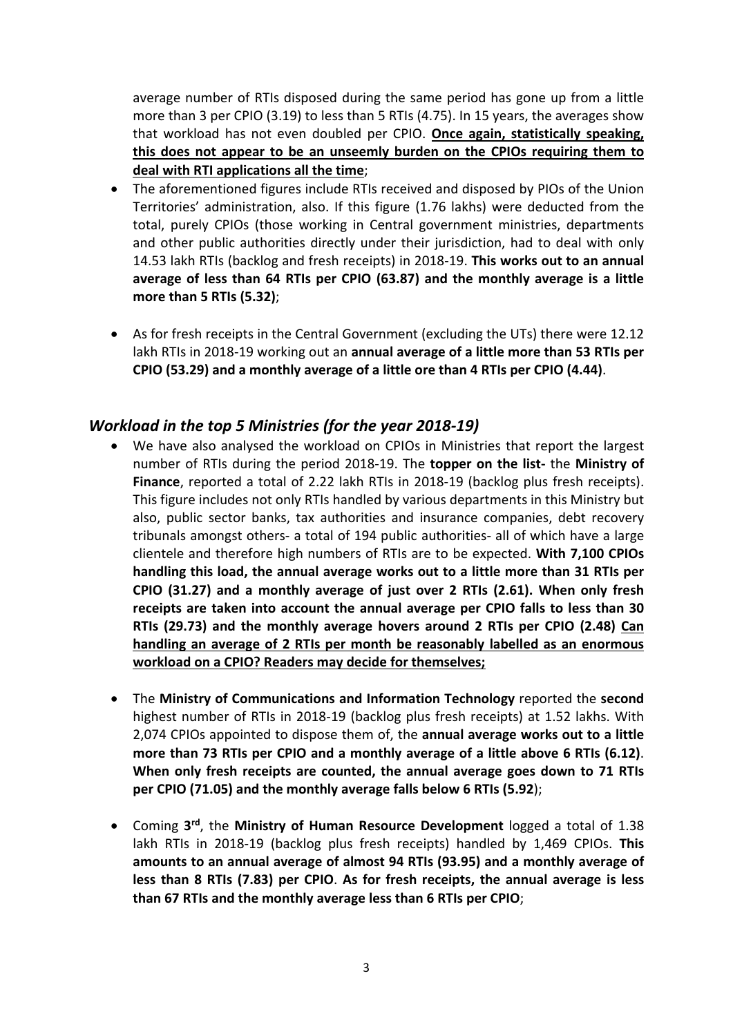average number of RTIs disposed during the same period has gone up from a little more than 3 per CPIO (3.19) to less than 5 RTIs (4.75). In 15 years, the averages show that workload has not even doubled per CPIO. **<u>Once again, statistically speaking, this does not appear to be an unseemly burden on the CPIOs requiring them to deal with RTI applications all the time</u>**;

- The aforementioned figures include RTIs received and disposed by PIOs of the Union Territories' administration, also. If this figure (1.76 lakhs) were deducted from the total, purely CPIOs (those working in Central government ministries, departments and other public authorities directly under their jurisdiction, had to deal with only 14.53 lakh RTIs (backlog and fresh receipts) in 2018-19. **This works out to an annual average of less than 64 RTIs per CPIO (63.87) and the monthly average is a little more than 5 RTIs (5.32)**;

- As for fresh receipts in the Central Government (excluding the UTs) there were 12.12 lakh RTIs in 2018-19 working out an **annual average of a little more than 53 RTIs per CPIO (53.29) and a monthly average of a little ore than 4 RTIs per CPIO (4.44)**.

## *Workload in the top 5 Ministries (for the year 2018-19)*

- We have also analysed the workload on CPIOs in Ministries that report the largest number of RTIs during the period 2018-19. The **topper on the list-** the **Ministry of Finance**, reported a total of 2.22 lakh RTIs in 2018-19 (backlog plus fresh receipts). This figure includes not only RTIs handled by various departments in this Ministry but also, public sector banks, tax authorities and insurance companies, debt recovery tribunals amongst others- a total of 194 public authorities- all of which have a large clientele and therefore high numbers of RTIs are to be expected. **With 7,100 CPIOs handling this load, the annual average works out to a little more than 31 RTIs per CPIO (31.27) and a monthly average of just over 2 RTIs (2.61). When only fresh receipts are taken into account the annual average per CPIO falls to less than 30 RTIs (29.73) and the monthly average hovers around 2 RTIs per CPIO (2.48) <u>Can handling an average of 2 RTIs per month be reasonably labelled as an enormous workload on a CPIO? Readers may decide for themselves;</u>**

- The **Ministry of Communications and Information Technology** reported the **second** highest number of RTIs in 2018-19 (backlog plus fresh receipts) at 1.52 lakhs. With 2,074 CPIOs appointed to dispose them of, the **annual average works out to a little more than 73 RTIs per CPIO and a monthly average of a little above 6 RTIs (6.12)**. **When only fresh receipts are counted, the annual average goes down to 71 RTIs per CPIO (71.05) and the monthly average falls below 6 RTIs (5.92**);

- Coming **3rd**, the **Ministry of Human Resource Development** logged a total of 1.38 lakh RTIs in 2018-19 (backlog plus fresh receipts) handled by 1,469 CPIOs. **This amounts to an annual average of almost 94 RTIs (93.95) and a monthly average of less than 8 RTIs (7.83) per CPIO**. **As for fresh receipts, the annual average is less than 67 RTIs and the monthly average less than 6 RTIs per CPIO**;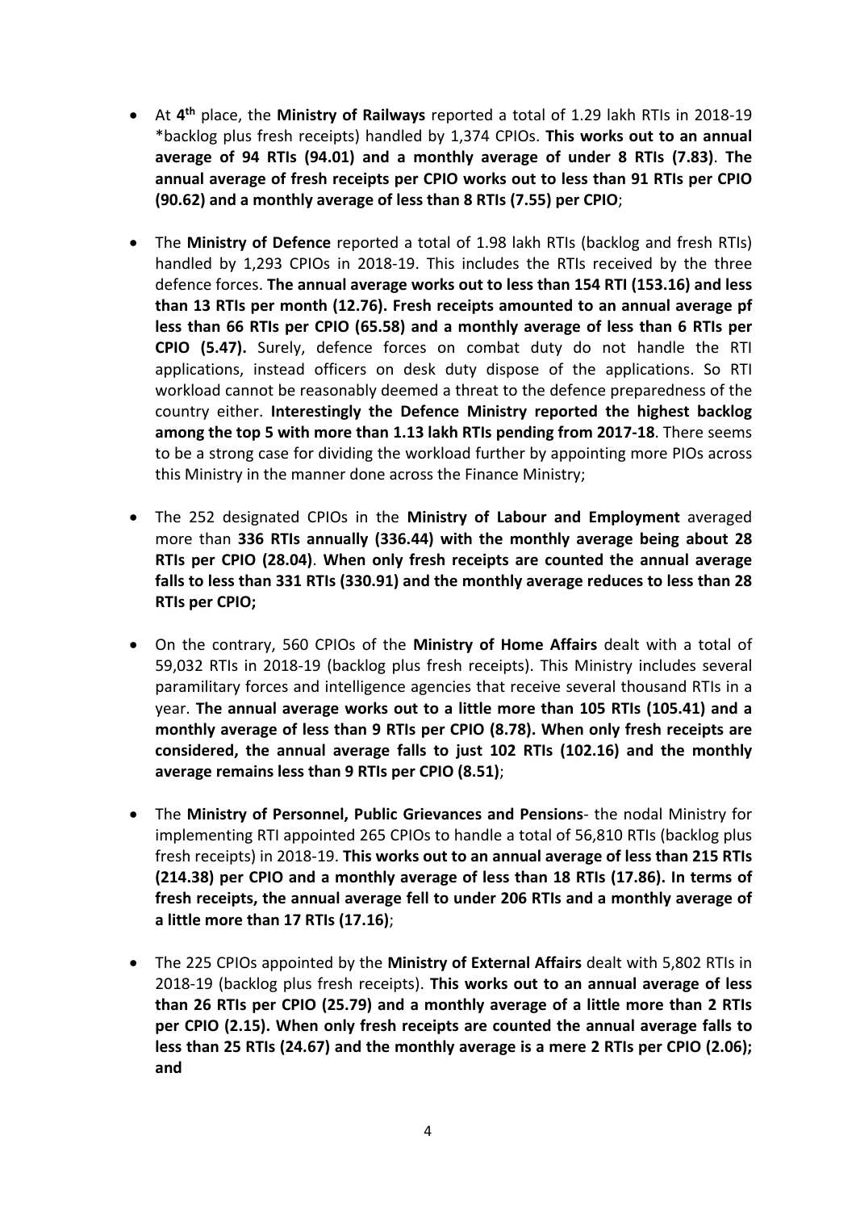- At 4[th] place, the **Ministry of Railways** reported a total of 1.29 lakh RTIs in 2018-19 *backlog plus fresh receipts) handled by 1,374 CPIOs. **This works out to an annual average of 94 RTIs (94.01) and a monthly average of under 8 RTIs (7.83)**. **The annual average of fresh receipts per CPIO works out to less than 91 RTIs per CPIO (90.62) and a monthly average of less than 8 RTIs (7.55) per CPIO**;

- The **Ministry of Defence** reported a total of 1.98 lakh RTIs (backlog and fresh RTIs) handled by 1,293 CPIOs in 2018-19. This includes the RTIs received by the three defence forces. **The annual average works out to less than 154 RTI (153.16) and less than 13 RTIs per month (12.76). Fresh receipts amounted to an annual average pf less than 66 RTIs per CPIO (65.58) and a monthly average of less than 6 RTIs per CPIO (5.47).** Surely, defence forces on combat duty do not handle the RTI applications, instead officers on desk duty dispose of the applications. So RTI workload cannot be reasonably deemed a threat to the defence preparedness of the country either. **Interestingly the Defence Ministry reported the highest backlog among the top 5 with more than 1.13 lakh RTIs pending from 2017-18**. There seems to be a strong case for dividing the workload further by appointing more PIOs across this Ministry in the manner done across the Finance Ministry;

- The 252 designated CPIOs in the **Ministry of Labour and Employment** averaged more than **336 RTIs annually (336.44) with the monthly average being about 28 RTIs per CPIO (28.04)**. **When only fresh receipts are counted the annual average falls to less than 331 RTIs (330.91) and the monthly average reduces to less than 28 RTIs per CPIO;**

- On the contrary, 560 CPIOs of the **Ministry of Home Affairs** dealt with a total of 59,032 RTIs in 2018-19 (backlog plus fresh receipts). This Ministry includes several paramilitary forces and intelligence agencies that receive several thousand RTIs in a year. **The annual average works out to a little more than 105 RTIs (105.41) and a monthly average of less than 9 RTIs per CPIO (8.78). When only fresh receipts are considered, the annual average falls to just 102 RTIs (102.16) and the monthly average remains less than 9 RTIs per CPIO (8.51)**;

- The **Ministry of Personnel, Public Grievances and Pensions**- the nodal Ministry for implementing RTI appointed 265 CPIOs to handle a total of 56,810 RTIs (backlog plus fresh receipts) in 2018-19. **This works out to an annual average of less than 215 RTIs (214.38) per CPIO and a monthly average of less than 18 RTIs (17.86). In terms of fresh receipts, the annual average fell to under 206 RTIs and a monthly average of a little more than 17 RTIs (17.16)**;

- The 225 CPIOs appointed by the **Ministry of External Affairs** dealt with 5,802 RTIs in 2018-19 (backlog plus fresh receipts). **This works out to an annual average of less than 26 RTIs per CPIO (25.79) and a monthly average of a little more than 2 RTIs per CPIO (2.15). When only fresh receipts are counted the annual average falls to less than 25 RTIs (24.67) and the monthly average is a mere 2 RTIs per CPIO (2.06); and**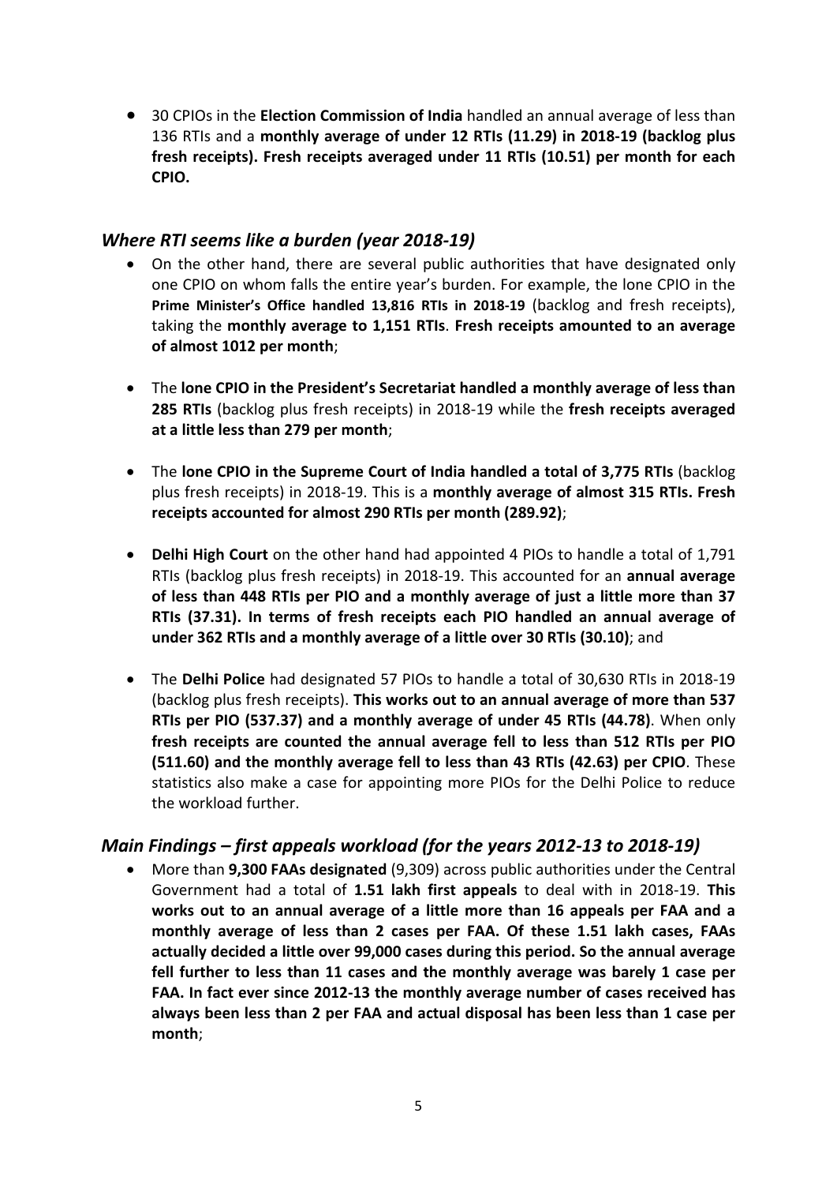- 30 CPIOs in the **Election Commission of India** handled an annual average of less than 136 RTIs and a **monthly average of under 12 RTIs (11.29) in 2018-19 (backlog plus fresh receipts). Fresh receipts averaged under 11 RTIs (10.51) per month for each CPIO.**

### *Where RTI seems like a burden (year 2018-19)*

- On the other hand, there are several public authorities that have designated only one CPIO on whom falls the entire year's burden. For example, the lone CPIO in the **Prime Minister's Office handled 13,816 RTIs in 2018-19** (backlog and fresh receipts), taking the **monthly average to 1,151 RTIs**. **Fresh receipts amounted to an average of almost 1012 per month**;

- The **lone CPIO in the President's Secretariat handled a monthly average of less than 285 RTIs** (backlog plus fresh receipts) in 2018-19 while the **fresh receipts averaged at a little less than 279 per month**;

- The **lone CPIO in the Supreme Court of India handled a total of 3,775 RTIs** (backlog plus fresh receipts) in 2018-19. This is a **monthly average of almost 315 RTIs. Fresh receipts accounted for almost 290 RTIs per month (289.92)**;

- **Delhi High Court** on the other hand had appointed 4 PIOs to handle a total of 1,791 RTIs (backlog plus fresh receipts) in 2018-19. This accounted for an **annual average of less than 448 RTIs per PIO and a monthly average of just a little more than 37 RTIs (37.31). In terms of fresh receipts each PIO handled an annual average of under 362 RTIs and a monthly average of a little over 30 RTIs (30.10)**; and

- The **Delhi Police** had designated 57 PIOs to handle a total of 30,630 RTIs in 2018-19 (backlog plus fresh receipts). **This works out to an annual average of more than 537 RTIs per PIO (537.37) and a monthly average of under 45 RTIs (44.78)**. When only **fresh receipts are counted the annual average fell to less than 512 RTIs per PIO (511.60) and the monthly average fell to less than 43 RTIs (42.63) per CPIO**. These statistics also make a case for appointing more PIOs for the Delhi Police to reduce the workload further.

### *Main Findings – first appeals workload (for the years 2012-13 to 2018-19)*

- More than **9,300 FAAs designated** (9,309) across public authorities under the Central Government had a total of **1.51 lakh first appeals** to deal with in 2018-19. **This works out to an annual average of a little more than 16 appeals per FAA and a monthly average of less than 2 cases per FAA. Of these 1.51 lakh cases, FAAs actually decided a little over 99,000 cases during this period. So the annual average fell further to less than 11 cases and the monthly average was barely 1 case per FAA. In fact ever since 2012-13 the monthly average number of cases received has always been less than 2 per FAA and actual disposal has been less than 1 case per month**;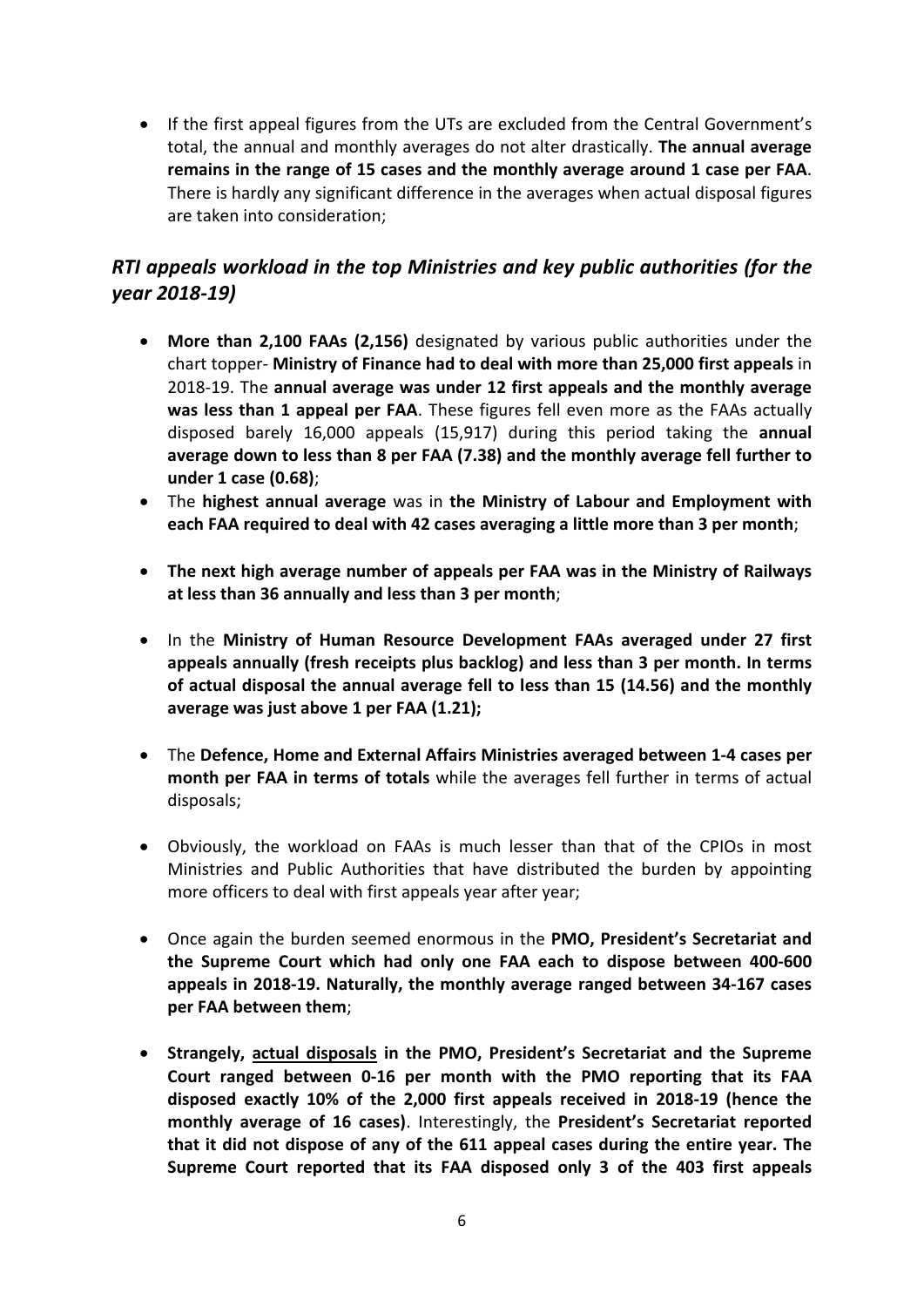- If the first appeal figures from the UTs are excluded from the Central Government's total, the annual and monthly averages do not alter drastically. **The annual average remains in the range of 15 cases and the monthly average around 1 case per FAA**. There is hardly any significant difference in the averages when actual disposal figures are taken into consideration;

## *RTI appeals workload in the top Ministries and key public authorities (for the year 2018-19)*

- **More than 2,100 FAAs (2,156)** designated by various public authorities under the chart topper- **Ministry of Finance had to deal with more than 25,000 first appeals** in 2018-19. The **annual average was under 12 first appeals and the monthly average was less than 1 appeal per FAA**. These figures fell even more as the FAAs actually disposed barely 16,000 appeals (15,917) during this period taking the **annual average down to less than 8 per FAA (7.38) and the monthly average fell further to under 1 case (0.68)**;
- The **highest annual average** was in **the Ministry of Labour and Employment with each FAA required to deal with 42 cases averaging a little more than 3 per month**;
- **The next high average number of appeals per FAA was in the Ministry of Railways at less than 36 annually and less than 3 per month**;
- In the **Ministry of Human Resource Development FAAs averaged under 27 first appeals annually (fresh receipts plus backlog) and less than 3 per month. In terms of actual disposal the annual average fell to less than 15 (14.56) and the monthly average was just above 1 per FAA (1.21);**
- The **Defence, Home and External Affairs Ministries averaged between 1-4 cases per month per FAA in terms of totals** while the averages fell further in terms of actual disposals;
- Obviously, the workload on FAAs is much lesser than that of the CPIOs in most Ministries and Public Authorities that have distributed the burden by appointing more officers to deal with first appeals year after year;
- Once again the burden seemed enormous in the **PMO, President's Secretariat and the Supreme Court which had only one FAA each to dispose between 400-600 appeals in 2018-19. Naturally, the monthly average ranged between 34-167 cases per FAA between them**;
- **Strangely, <u>actual disposals</u> in the PMO, President's Secretariat and the Supreme Court ranged between 0-16 per month with the PMO reporting that its FAA disposed exactly 10% of the 2,000 first appeals received in 2018-19 (hence the monthly average of 16 cases)**. Interestingly, the **President's Secretariat reported that it did not dispose of any of the 611 appeal cases during the entire year. The Supreme Court reported that its FAA disposed only 3 of the 403 first appeals**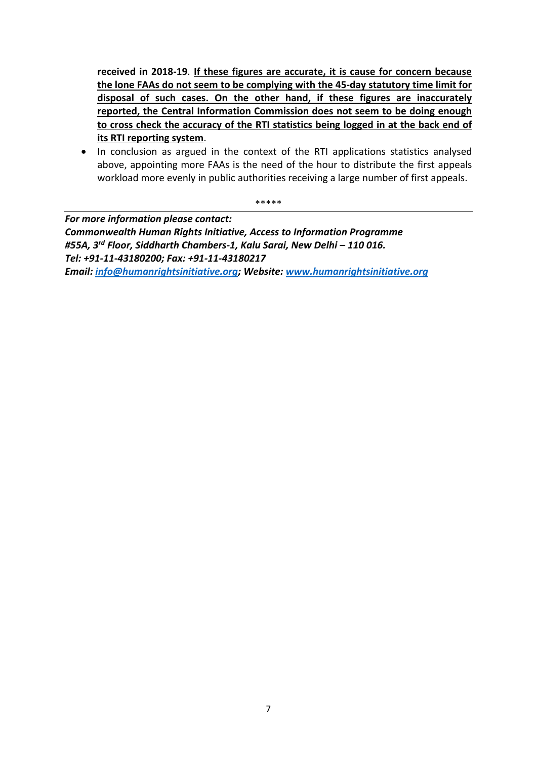**received in 2018-19**. **<u>If these figures are accurate, it is cause for concern because the lone FAAs do not seem to be complying with the 45-day statutory time limit for disposal of such cases. On the other hand, if these figures are inaccurately reported, the Central Information Commission does not seem to be doing enough to cross check the accuracy of the RTI statistics being logged in at the back end of its RTI reporting system</u>**.

- In conclusion as argued in the context of the RTI applications statistics analysed above, appointing more FAAs is the need of the hour to distribute the first appeals workload more evenly in public authorities receiving a large number of first appeals.

*****

---

***For more information please contact:***
***Commonwealth Human Rights Initiative, Access to Information Programme***
***#55A, 3rd Floor, Siddharth Chambers-1, Kalu Sarai, New Delhi – 110 016.***
***Tel: +91-11-43180200; Fax: +91-11-43180217***
***Email: [info@humanrightsinitiative.org](mailto:info@humanrightsinitiative.org); Website: [www.humanrightsinitiative.org](http://www.humanrightsinitiative.org)***